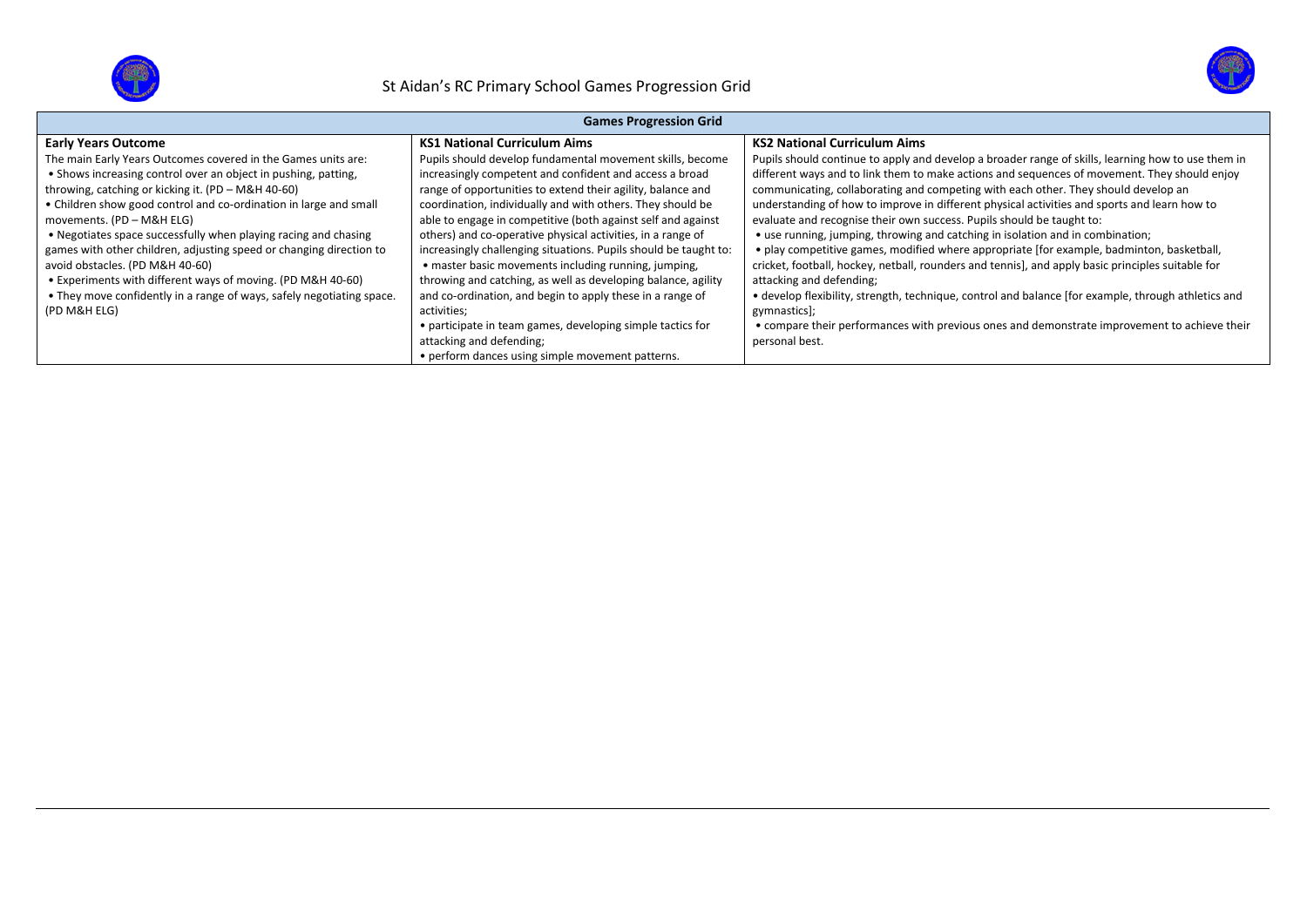# St Aidan's RC Primary School Games Progression Grid

| Games Progression Grid | | |
|---|---|---|
| **Early Years Outcome**<br>The main Early Years Outcomes covered in the Games units are:<br>• Shows increasing control over an object in pushing, patting, throwing, catching or kicking it. (PD – M&H 40-60)<br>• Children show good control and co-ordination in large and small movements. (PD – M&H ELG)<br>• Negotiates space successfully when playing racing and chasing games with other children, adjusting speed or changing direction to avoid obstacles. (PD M&H 40-60)<br>• Experiments with different ways of moving. (PD M&H 40-60)<br>• They move confidently in a range of ways, safely negotiating space. (PD M&H ELG) | **KS1 National Curriculum Aims**<br>Pupils should develop fundamental movement skills, become increasingly competent and confident and access a broad range of opportunities to extend their agility, balance and coordination, individually and with others. They should be able to engage in competitive (both against self and against others) and co-operative physical activities, in a range of increasingly challenging situations. Pupils should be taught to:<br>• master basic movements including running, jumping, throwing and catching, as well as developing balance, agility and co-ordination, and begin to apply these in a range of activities;<br>• participate in team games, developing simple tactics for attacking and defending;<br>• perform dances using simple movement patterns. | **KS2 National Curriculum Aims**<br>Pupils should continue to apply and develop a broader range of skills, learning how to use them in different ways and to link them to make actions and sequences of movement. They should enjoy communicating, collaborating and competing with each other. They should develop an understanding of how to improve in different physical activities and sports and learn how to evaluate and recognise their own success. Pupils should be taught to:<br>• use running, jumping, throwing and catching in isolation and in combination;<br>• play competitive games, modified where appropriate [for example, badminton, basketball, cricket, football, hockey, netball, rounders and tennis], and apply basic principles suitable for attacking and defending;<br>• develop flexibility, strength, technique, control and balance [for example, through athletics and gymnastics];<br>• compare their performances with previous ones and demonstrate improvement to achieve their personal best. |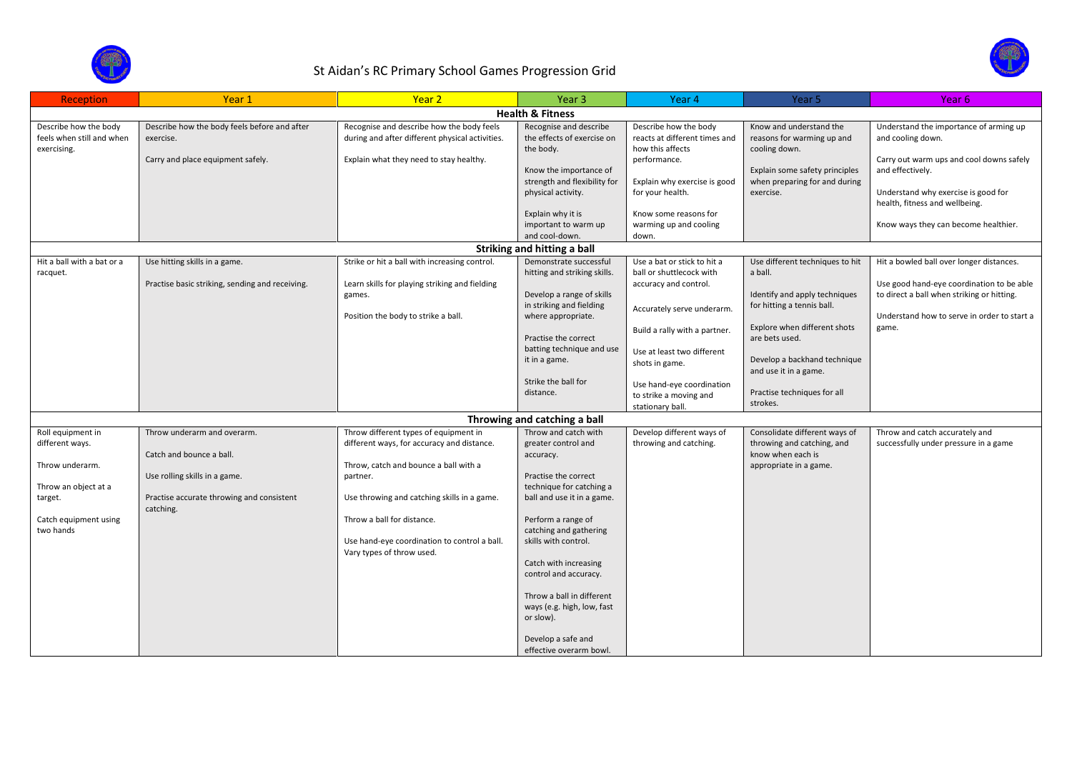# St Aidan's RC Primary School Games Progression Grid

| Reception | Year 1 | Year 2 | Year 3 | Year 4 | Year 5 | Year 6 |
|---|---|---|---|---|---|---|
| **Health & Fitness** | | | | | | |
| Describe how the body feels when still and when exercising. | Describe how the body feels before and after exercise.<br><br>Carry and place equipment safely. | Recognise and describe how the body feels during and after different physical activities.<br><br>Explain what they need to stay healthy. | Recognise and describe the effects of exercise on the body.<br><br>Know the importance of strength and flexibility for physical activity.<br><br>Explain why it is important to warm up and cool-down. | Describe how the body reacts at different times and how this affects performance.<br><br>Explain why exercise is good for your health.<br><br>Know some reasons for warming up and cooling down. | Know and understand the reasons for warming up and cooling down.<br><br>Explain some safety principles when preparing for and during exercise. | Understand the importance of arming up and cooling down.<br><br>Carry out warm ups and cool downs safely and effectively.<br><br>Understand why exercise is good for health, fitness and wellbeing.<br><br>Know ways they can become healthier. |
| **Striking and hitting a ball** | | | | | | |
| Hit a ball with a bat or a racquet. | Use hitting skills in a game.<br><br>Practise basic striking, sending and receiving. | Strike or hit a ball with increasing control.<br><br>Learn skills for playing striking and fielding games.<br><br>Position the body to strike a ball. | Demonstrate successful hitting and striking skills.<br><br>Develop a range of skills in striking and fielding where appropriate.<br><br>Practise the correct batting technique and use it in a game.<br><br>Strike the ball for distance. | Use a bat or stick to hit a ball or shuttlecock with accuracy and control.<br><br>Accurately serve underarm.<br><br>Build a rally with a partner.<br><br>Use at least two different shots in game.<br><br>Use hand-eye coordination to strike a moving and stationary ball. | Use different techniques to hit a ball.<br><br>Identify and apply techniques for hitting a tennis ball.<br><br>Explore when different shots are bets used.<br><br>Develop a backhand technique and use it in a game.<br><br>Practise techniques for all strokes. | Hit a bowled ball over longer distances.<br><br>Use good hand-eye coordination to be able to direct a ball when striking or hitting.<br><br>Understand how to serve in order to start a game. |
| **Throwing and catching a ball** | | | | | | |
| Roll equipment in different ways.<br><br>Throw underarm.<br><br>Throw an object at a target.<br><br>Catch equipment using two hands | Throw underarm and overarm.<br><br>Catch and bounce a ball.<br><br>Use rolling skills in a game.<br><br>Practise accurate throwing and consistent catching. | Throw different types of equipment in different ways, for accuracy and distance.<br><br>Throw, catch and bounce a ball with a partner.<br><br>Use throwing and catching skills in a game.<br><br>Throw a ball for distance.<br><br>Use hand-eye coordination to control a ball. Vary types of throw used. | Throw and catch with greater control and accuracy.<br><br>Practise the correct technique for catching a ball and use it in a game.<br><br>Perform a range of catching and gathering skills with control.<br><br>Catch with increasing control and accuracy.<br><br>Throw a ball in different ways (e.g. high, low, fast or slow).<br><br>Develop a safe and effective overarm bowl. | Develop different ways of throwing and catching. | Consolidate different ways of throwing and catching, and know when each is appropriate in a game. | Throw and catch accurately and successfully under pressure in a game |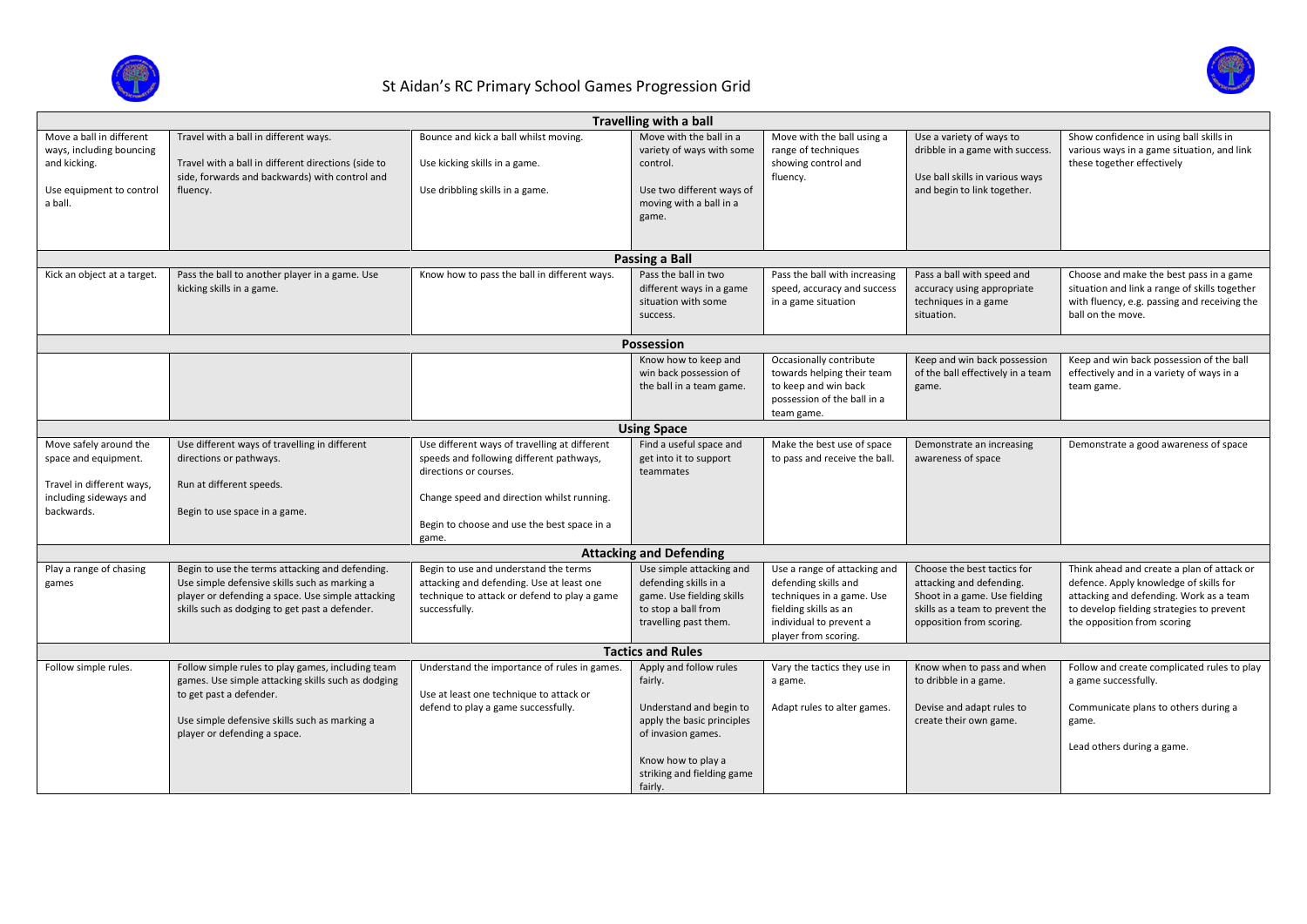# St Aidan's RC Primary School Games Progression Grid

| | | | | | | |
|---|---|---|---|---|---|---|
| **Travelling with a ball** | | | | | | |
| Move a ball in different ways, including bouncing and kicking.<br><br>Use equipment to control a ball. | Travel with a ball in different ways.<br><br>Travel with a ball in different directions (side to side, forwards and backwards) with control and fluency. | Bounce and kick a ball whilst moving.<br><br>Use kicking skills in a game.<br><br>Use dribbling skills in a game. | Move with the ball in a variety of ways with some control.<br><br>Use two different ways of moving with a ball in a game. | Move with the ball using a range of techniques showing control and fluency. | Use a variety of ways to dribble in a game with success.<br><br>Use ball skills in various ways and begin to link together. | Show confidence in using ball skills in various ways in a game situation, and link these together effectively |
| **Passing a Ball** | | | | | | |
| Kick an object at a target. | Pass the ball to another player in a game. Use kicking skills in a game. | Know how to pass the ball in different ways. | Pass the ball in two different ways in a game situation with some success. | Pass the ball with increasing speed, accuracy and success in a game situation | Pass a ball with speed and accuracy using appropriate techniques in a game situation. | Choose and make the best pass in a game situation and link a range of skills together with fluency, e.g. passing and receiving the ball on the move. |
| **Possession** | | | | | | |
| | | | Know how to keep and win back possession of the ball in a team game. | Occasionally contribute towards helping their team to keep and win back possession of the ball in a team game. | Keep and win back possession of the ball effectively in a team game. | Keep and win back possession of the ball effectively and in a variety of ways in a team game. |
| **Using Space** | | | | | | |
| Move safely around the space and equipment.<br><br>Travel in different ways, including sideways and backwards. | Use different ways of travelling in different directions or pathways.<br><br>Run at different speeds.<br><br>Begin to use space in a game. | Use different ways of travelling at different speeds and following different pathways, directions or courses.<br><br>Change speed and direction whilst running.<br><br>Begin to choose and use the best space in a game. | Find a useful space and get into it to support teammates | Make the best use of space to pass and receive the ball. | Demonstrate an increasing awareness of space | Demonstrate a good awareness of space |
| **Attacking and Defending** | | | | | | |
| Play a range of chasing games | Begin to use the terms attacking and defending. Use simple defensive skills such as marking a player or defending a space. Use simple attacking skills such as dodging to get past a defender. | Begin to use and understand the terms attacking and defending. Use at least one technique to attack or defend to play a game successfully. | Use simple attacking and defending skills in a game. Use fielding skills to stop a ball from travelling past them. | Use a range of attacking and defending skills and techniques in a game. Use fielding skills as an individual to prevent a player from scoring. | Choose the best tactics for attacking and defending. Shoot in a game. Use fielding skills as a team to prevent the opposition from scoring. | Think ahead and create a plan of attack or defence. Apply knowledge of skills for attacking and defending. Work as a team to develop fielding strategies to prevent the opposition from scoring |
| **Tactics and Rules** | | | | | | |
| Follow simple rules. | Follow simple rules to play games, including team games. Use simple attacking skills such as dodging to get past a defender.<br><br>Use simple defensive skills such as marking a player or defending a space. | Understand the importance of rules in games.<br><br>Use at least one technique to attack or defend to play a game successfully. | Apply and follow rules fairly.<br><br>Understand and begin to apply the basic principles of invasion games.<br><br>Know how to play a striking and fielding game fairly. | Vary the tactics they use in a game.<br><br>Adapt rules to alter games. | Know when to pass and when to dribble in a game.<br><br>Devise and adapt rules to create their own game. | Follow and create complicated rules to play a game successfully.<br><br>Communicate plans to others during a game.<br><br>Lead others during a game. |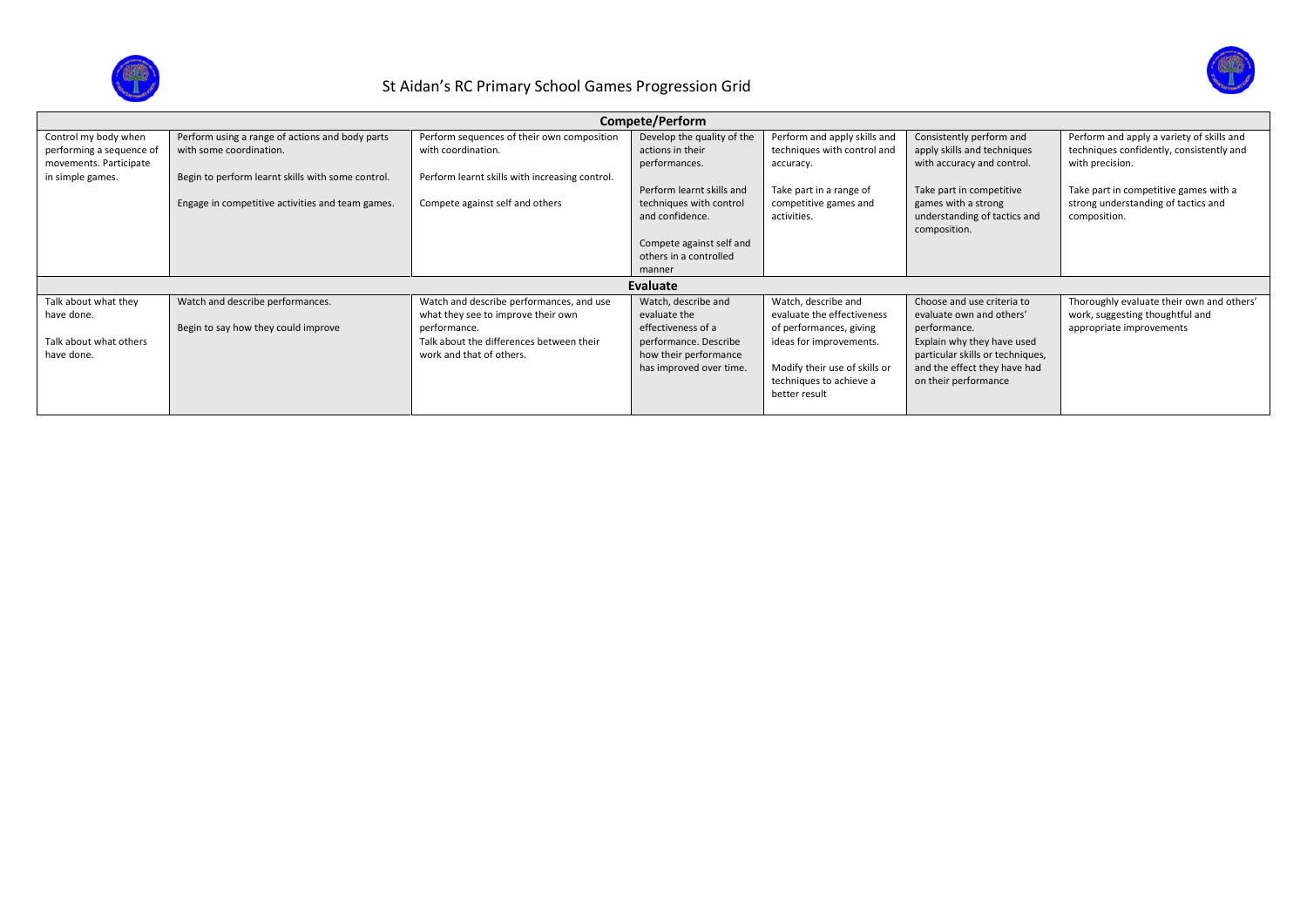# St Aidan's RC Primary School Games Progression Grid

| | | | | | | |
|---|---|---|---|---|---|---|
| **Compete/Perform** | | | | | | |
| Control my body when performing a sequence of movements. Participate in simple games. | Perform using a range of actions and body parts with some coordination.<br><br>Begin to perform learnt skills with some control.<br><br>Engage in competitive activities and team games. | Perform sequences of their own composition with coordination.<br><br>Perform learnt skills with increasing control.<br><br>Compete against self and others | Develop the quality of the actions in their performances.<br><br>Perform learnt skills and techniques with control and confidence.<br><br>Compete against self and others in a controlled manner | Perform and apply skills and techniques with control and accuracy.<br><br>Take part in a range of competitive games and activities. | Consistently perform and apply skills and techniques with accuracy and control.<br><br>Take part in competitive games with a strong understanding of tactics and composition. | Perform and apply a variety of skills and techniques confidently, consistently and with precision.<br><br>Take part in competitive games with a strong understanding of tactics and composition. |
| **Evaluate** | | | | | | |
| Talk about what they have done.<br><br>Talk about what others have done. | Watch and describe performances.<br><br>Begin to say how they could improve | Watch and describe performances, and use what they see to improve their own performance.<br>Talk about the differences between their work and that of others. | Watch, describe and evaluate the effectiveness of a performance. Describe how their performance has improved over time. | Watch, describe and evaluate the effectiveness of performances, giving ideas for improvements.<br><br>Modify their use of skills or techniques to achieve a better result | Choose and use criteria to evaluate own and others' performance.<br>Explain why they have used particular skills or techniques, and the effect they have had on their performance | Thoroughly evaluate their own and others' work, suggesting thoughtful and appropriate improvements |